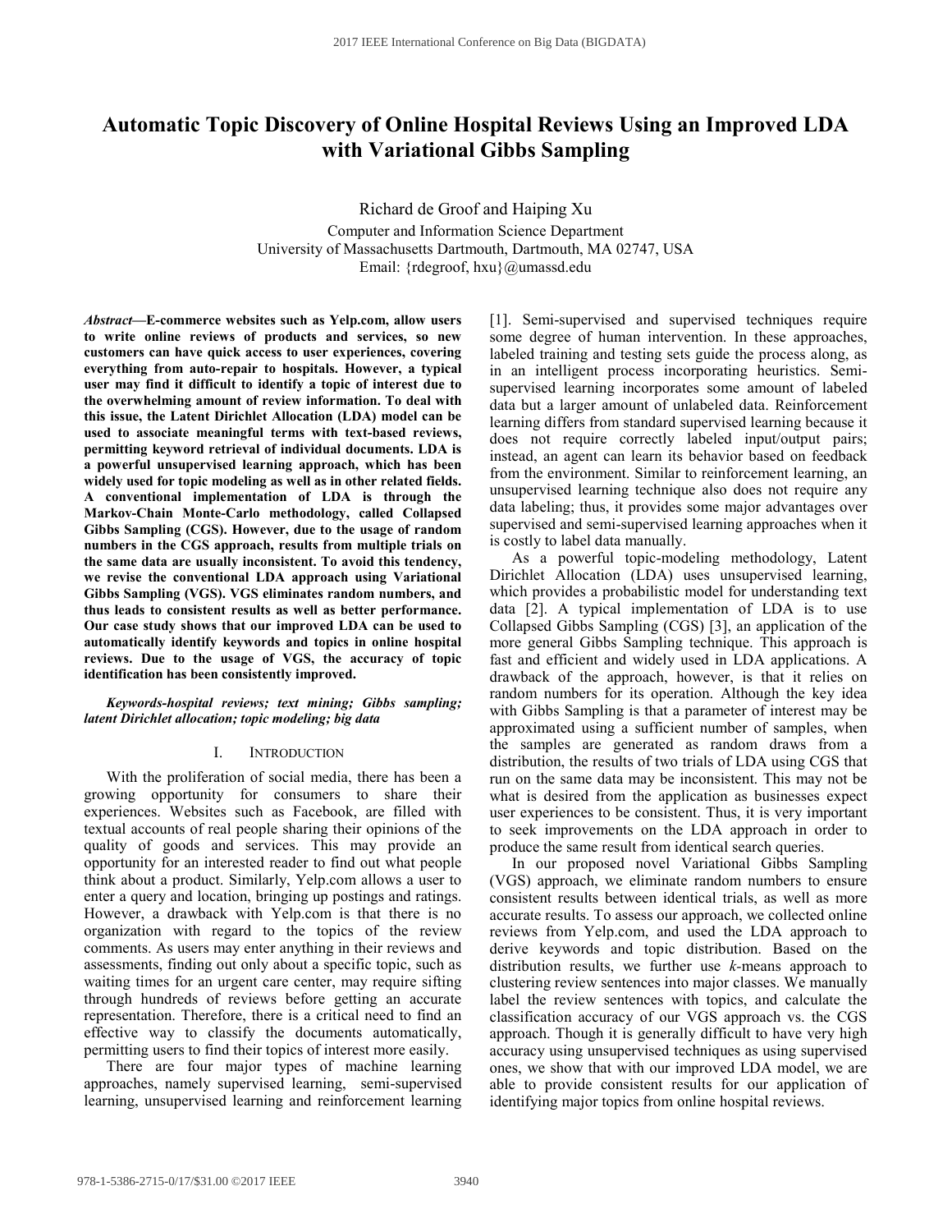# Automatic Topic Discovery of Online Hospital Reviews Using an Improved LDA with Variational Gibbs Sampling

Richard de Groof and Haiping Xu

Computer and Information Science Department
University of Massachusetts Dartmouth, Dartmouth, MA 02747, USA
Email: {rdegroof, hxu}@umassd.edu

***Abstract*—E-commerce websites such as Yelp.com, allow users to write online reviews of products and services, so new customers can have quick access to user experiences, covering everything from auto-repair to hospitals. However, a typical user may find it difficult to identify a topic of interest due to the overwhelming amount of review information. To deal with this issue, the Latent Dirichlet Allocation (LDA) model can be used to associate meaningful terms with text-based reviews, permitting keyword retrieval of individual documents. LDA is a powerful unsupervised learning approach, which has been widely used for topic modeling as well as in other related fields. A conventional implementation of LDA is through the Markov-Chain Monte-Carlo methodology, called Collapsed Gibbs Sampling (CGS). However, due to the usage of random numbers in the CGS approach, results from multiple trials on the same data are usually inconsistent. To avoid this tendency, we revise the conventional LDA approach using Variational Gibbs Sampling (VGS). VGS eliminates random numbers, and thus leads to consistent results as well as better performance. Our case study shows that our improved LDA can be used to automatically identify keywords and topics in online hospital reviews. Due to the usage of VGS, the accuracy of topic identification has been consistently improved.**

***Keywords-hospital reviews; text mining; Gibbs sampling; latent Dirichlet allocation; topic modeling; big data***

## I. Introduction

With the proliferation of social media, there has been a growing opportunity for consumers to share their experiences. Websites such as Facebook, are filled with textual accounts of real people sharing their opinions of the quality of goods and services. This may provide an opportunity for an interested reader to find out what people think about a product. Similarly, Yelp.com allows a user to enter a query and location, bringing up postings and ratings. However, a drawback with Yelp.com is that there is no organization with regard to the topics of the review comments. As users may enter anything in their reviews and assessments, finding out only about a specific topic, such as waiting times for an urgent care center, may require sifting through hundreds of reviews before getting an accurate representation. Therefore, there is a critical need to find an effective way to classify the documents automatically, permitting users to find their topics of interest more easily.

There are four major types of machine learning approaches, namely supervised learning, semi-supervised learning, unsupervised learning and reinforcement learning [1]. Semi-supervised and supervised techniques require some degree of human intervention. In these approaches, labeled training and testing sets guide the process along, as in an intelligent process incorporating heuristics. Semi-supervised learning incorporates some amount of labeled data but a larger amount of unlabeled data. Reinforcement learning differs from standard supervised learning because it does not require correctly labeled input/output pairs; instead, an agent can learn its behavior based on feedback from the environment. Similar to reinforcement learning, an unsupervised learning technique also does not require any data labeling; thus, it provides some major advantages over supervised and semi-supervised learning approaches when it is costly to label data manually.

As a powerful topic-modeling methodology, Latent Dirichlet Allocation (LDA) uses unsupervised learning, which provides a probabilistic model for understanding text data [2]. A typical implementation of LDA is to use Collapsed Gibbs Sampling (CGS) [3], an application of the more general Gibbs Sampling technique. This approach is fast and efficient and widely used in LDA applications. A drawback of the approach, however, is that it relies on random numbers for its operation. Although the key idea with Gibbs Sampling is that a parameter of interest may be approximated using a sufficient number of samples, when the samples are generated as random draws from a distribution, the results of two trials of LDA using CGS that run on the same data may be inconsistent. This may not be what is desired from the application as businesses expect user experiences to be consistent. Thus, it is very important to seek improvements on the LDA approach in order to produce the same result from identical search queries.

In our proposed novel Variational Gibbs Sampling (VGS) approach, we eliminate random numbers to ensure consistent results between identical trials, as well as more accurate results. To assess our approach, we collected online reviews from Yelp.com, and used the LDA approach to derive keywords and topic distribution. Based on the distribution results, we further use *k*-means approach to clustering review sentences into major classes. We manually label the review sentences with topics, and calculate the classification accuracy of our VGS approach vs. the CGS approach. Though it is generally difficult to have very high accuracy using unsupervised techniques as using supervised ones, we show that with our improved LDA model, we are able to provide consistent results for our application of identifying major topics from online hospital reviews.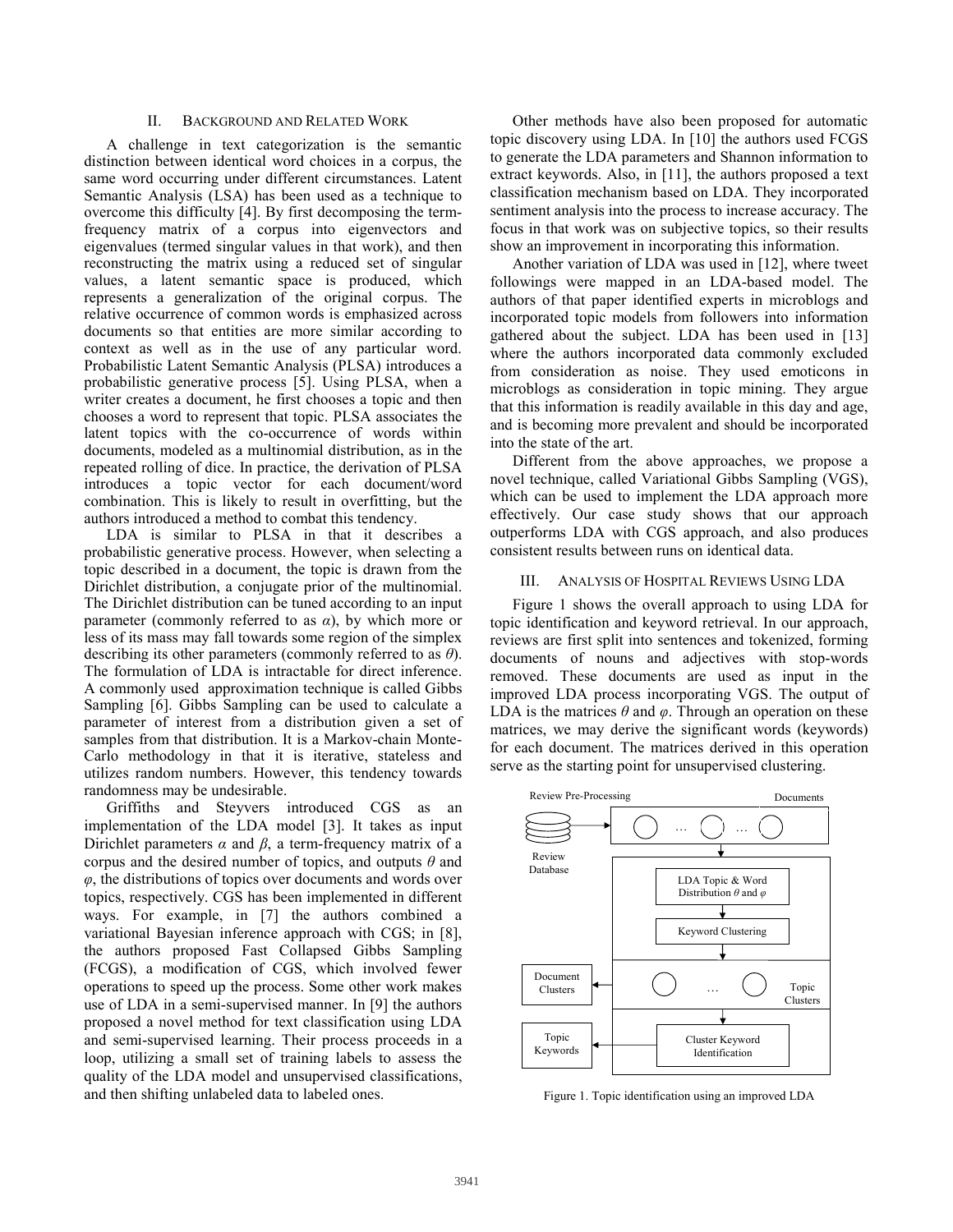## II. Background and Related Work

A challenge in text categorization is the semantic distinction between identical word choices in a corpus, the same word occurring under different circumstances. Latent Semantic Analysis (LSA) has been used as a technique to overcome this difficulty [4]. By first decomposing the term-frequency matrix of a corpus into eigenvectors and eigenvalues (termed singular values in that work), and then reconstructing the matrix using a reduced set of singular values, a latent semantic space is produced, which represents a generalization of the original corpus. The relative occurrence of common words is emphasized across documents so that entities are more similar according to context as well as in the use of any particular word. Probabilistic Latent Semantic Analysis (PLSA) introduces a probabilistic generative process [5]. Using PLSA, when a writer creates a document, he first chooses a topic and then chooses a word to represent that topic. PLSA associates the latent topics with the co-occurrence of words within documents, modeled as a multinomial distribution, as in the repeated rolling of dice. In practice, the derivation of PLSA introduces a topic vector for each document/word combination. This is likely to result in overfitting, but the authors introduced a method to combat this tendency.

LDA is similar to PLSA in that it describes a probabilistic generative process. However, when selecting a topic described in a document, the topic is drawn from the Dirichlet distribution, a conjugate prior of the multinomial. The Dirichlet distribution can be tuned according to an input parameter (commonly referred to as $\alpha$), by which more or less of its mass may fall towards some region of the simplex describing its other parameters (commonly referred to as $\theta$). The formulation of LDA is intractable for direct inference. A commonly used approximation technique is called Gibbs Sampling [6]. Gibbs Sampling can be used to calculate a parameter of interest from a distribution given a set of samples from that distribution. It is a Markov-chain Monte-Carlo methodology in that it is iterative, stateless and utilizes random numbers. However, this tendency towards randomness may be undesirable.

Griffiths and Steyvers introduced CGS as an implementation of the LDA model [3]. It takes as input Dirichlet parameters $\alpha$ and $\beta$, a term-frequency matrix of a corpus and the desired number of topics, and outputs $\theta$ and $\varphi$, the distributions of topics over documents and words over topics, respectively. CGS has been implemented in different ways. For example, in [7] the authors combined a variational Bayesian inference approach with CGS; in [8], the authors proposed Fast Collapsed Gibbs Sampling (FCGS), a modification of CGS, which involved fewer operations to speed up the process. Some other work makes use of LDA in a semi-supervised manner. In [9] the authors proposed a novel method for text classification using LDA and semi-supervised learning. Their process proceeds in a loop, utilizing a small set of training labels to assess the quality of the LDA model and unsupervised classifications, and then shifting unlabeled data to labeled ones.

Other methods have also been proposed for automatic topic discovery using LDA. In [10] the authors used FCGS to generate the LDA parameters and Shannon information to extract keywords. Also, in [11], the authors proposed a text classification mechanism based on LDA. They incorporated sentiment analysis into the process to increase accuracy. The focus in that work was on subjective topics, so their results show an improvement in incorporating this information.

Another variation of LDA was used in [12], where tweet followings were mapped in an LDA-based model. The authors of that paper identified experts in microblogs and incorporated topic models from followers into information gathered about the subject. LDA has been used in [13] where the authors incorporated data commonly excluded from consideration as noise. They used emoticons in microblogs as consideration in topic mining. They argue that this information is readily available in this day and age, and is becoming more prevalent and should be incorporated into the state of the art.

Different from the above approaches, we propose a novel technique, called Variational Gibbs Sampling (VGS), which can be used to implement the LDA approach more effectively. Our case study shows that our approach outperforms LDA with CGS approach, and also produces consistent results between runs on identical data.

## III. Analysis of Hospital Reviews Using LDA

Figure 1 shows the overall approach to using LDA for topic identification and keyword retrieval. In our approach, reviews are first split into sentences and tokenized, forming documents of nouns and adjectives with stop-words removed. These documents are used as input in the improved LDA process incorporating VGS. The output of LDA is the matrices $\theta$ and $\varphi$. Through an operation on these matrices, we may derive the significant words (keywords) for each document. The matrices derived in this operation serve as the starting point for unsupervised clustering.

Review Pre-Processing — Documents — Review Database — LDA Topic & Word Distribution $\theta$ and $\varphi$ — Keyword Clustering — Document Clusters — Topic Clusters — Topic Keywords — Cluster Keyword Identification

Figure 1. Topic identification using an improved LDA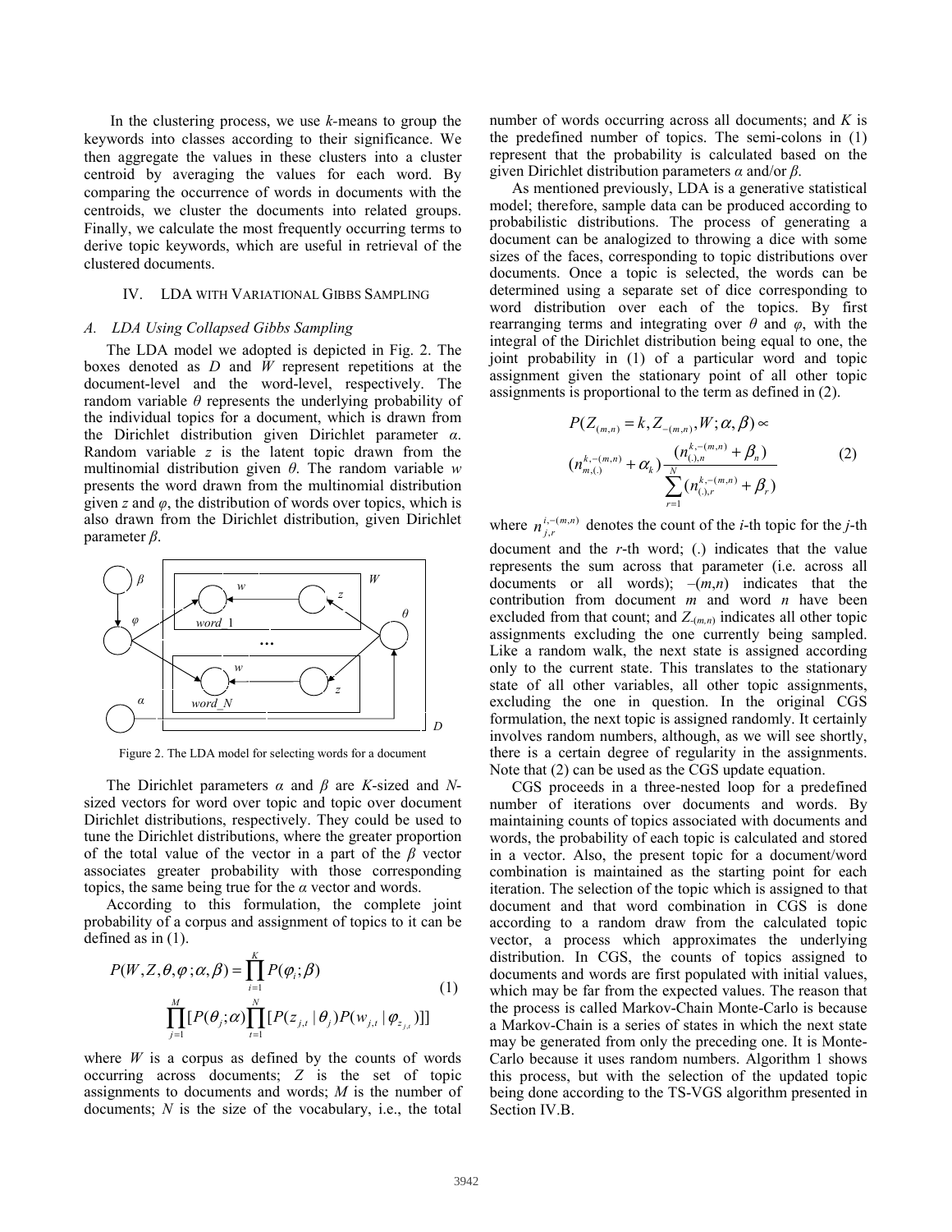In the clustering process, we use *k*-means to group the keywords into classes according to their significance. We then aggregate the values in these clusters into a cluster centroid by averaging the values for each word. By comparing the occurrence of words in documents with the centroids, we cluster the documents into related groups. Finally, we calculate the most frequently occurring terms to derive topic keywords, which are useful in retrieval of the clustered documents.

## IV. LDA WITH VARIATIONAL GIBBS SAMPLING

### A. LDA Using Collapsed Gibbs Sampling

The LDA model we adopted is depicted in Fig. 2. The boxes denoted as *D* and *W* represent repetitions at the document-level and the word-level, respectively. The random variable $\theta$ represents the underlying probability of the individual topics for a document, which is drawn from the Dirichlet distribution given Dirichlet parameter $\alpha$. Random variable *z* is the latent topic drawn from the multinomial distribution given $\theta$. The random variable *w* presents the word drawn from the multinomial distribution given *z* and $\varphi$, the distribution of words over topics, which is also drawn from the Dirichlet distribution, given Dirichlet parameter $\beta$.

Figure 2. The LDA model for selecting words for a document

The Dirichlet parameters $\alpha$ and $\beta$ are *K*-sized and *N*-sized vectors for word over topic and topic over document Dirichlet distributions, respectively. They could be used to tune the Dirichlet distributions, where the greater proportion of the total value of the vector in a part of the $\beta$ vector associates greater probability with those corresponding topics, the same being true for the $\alpha$ vector and words.

According to this formulation, the complete joint probability of a corpus and assignment of topics to it can be defined as in (1).

$$P(W,Z,\theta,\varphi;\alpha,\beta) = \prod_{i=1}^{K} P(\varphi_i;\beta) \prod_{j=1}^{M}[P(\theta_j;\alpha)\prod_{t=1}^{N}[P(z_{j,t}\mid\theta_j)P(w_{j,t}\mid\varphi_{z_{j,t}})]] \tag{1}$$

where *W* is a corpus as defined by the counts of words occurring across documents; *Z* is the set of topic assignments to documents and words; *M* is the number of documents; *N* is the size of the vocabulary, i.e., the total number of words occurring across all documents; and *K* is the predefined number of topics. The semi-colons in (1) represent that the probability is calculated based on the given Dirichlet distribution parameters $\alpha$ and/or $\beta$.

As mentioned previously, LDA is a generative statistical model; therefore, sample data can be produced according to probabilistic distributions. The process of generating a document can be analogized to throwing a dice with some sizes of the faces, corresponding to topic distributions over documents. Once a topic is selected, the words can be determined using a separate set of dice corresponding to word distribution over each of the topics. By first rearranging terms and integrating over $\theta$ and $\varphi$, with the integral of the Dirichlet distribution being equal to one, the joint probability in (1) of a particular word and topic assignment given the stationary point of all other topic assignments is proportional to the term as defined in (2).

$$P(Z_{(m,n)}=k, Z_{-(m,n)}, W;\alpha,\beta) \propto (n_{m,(.)}^{k,-(m,n)}+\alpha_k)\frac{(n_{(),n}^{k,-(m,n)}+\beta_n)}{\sum_{r=1}^{N}(n_{(),r}^{k,-(m,n)}+\beta_r)} \tag{2}$$

where $n_{j,r}^{i,-(m,n)}$ denotes the count of the *i*-th topic for the *j*-th document and the *r*-th word; (.) indicates that the value represents the sum across that parameter (i.e. across all documents or all words); $-(m,n)$ indicates that the contribution from document *m* and word *n* have been excluded from that count; and $Z_{-(m,n)}$ indicates all other topic assignments excluding the one currently being sampled. Like a random walk, the next state is assigned according only to the current state. This translates to the stationary state of all other variables, all other topic assignments, excluding the one in question. In the original CGS formulation, the next topic is assigned randomly. It certainly involves random numbers, although, as we will see shortly, there is a certain degree of regularity in the assignments. Note that (2) can be used as the CGS update equation.

CGS proceeds in a three-nested loop for a predefined number of iterations over documents and words. By maintaining counts of topics associated with documents and words, the probability of each topic is calculated and stored in a vector. Also, the present topic for a document/word combination is maintained as the starting point for each iteration. The selection of the topic which is assigned to that document and that word combination in CGS is done according to a random draw from the calculated topic vector, a process which approximates the underlying distribution. In CGS, the counts of topics assigned to documents and words are first populated with initial values, which may be far from the expected values. The reason that the process is called Markov-Chain Monte-Carlo is because a Markov-Chain is a series of states in which the next state may be generated from only the preceding one. It is Monte-Carlo because it uses random numbers. Algorithm 1 shows this process, but with the selection of the updated topic being done according to the TS-VGS algorithm presented in Section IV.B.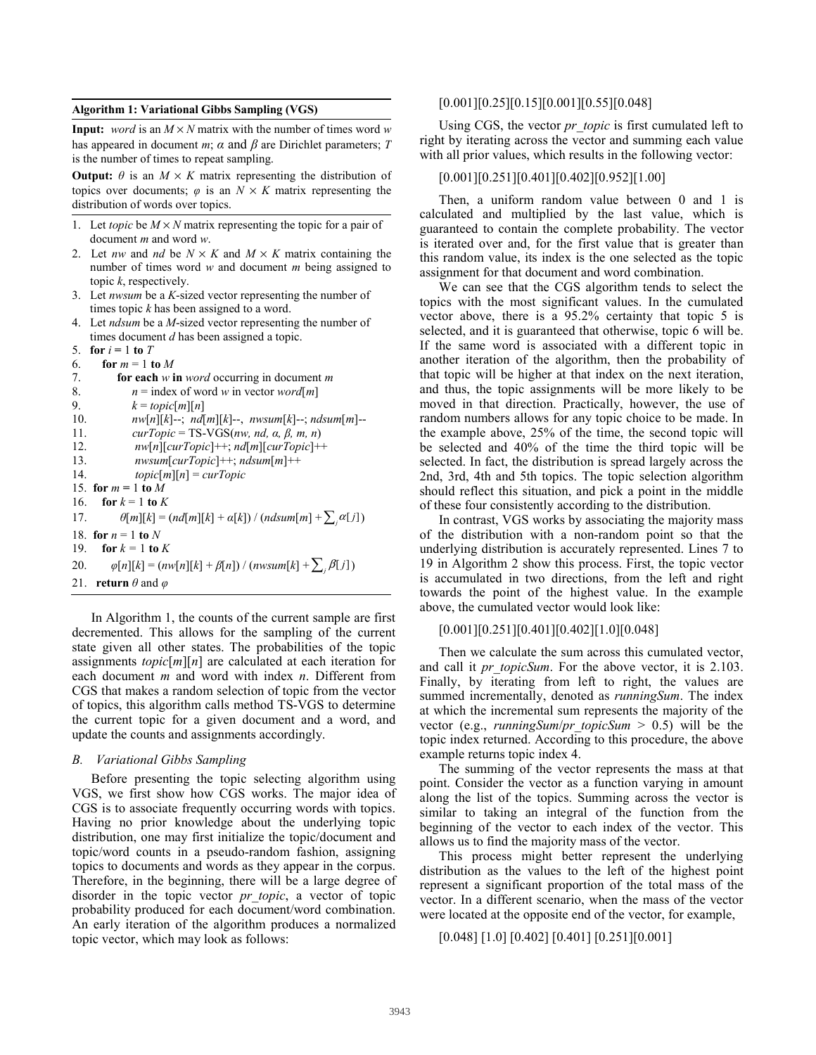**Algorithm 1: Variational Gibbs Sampling (VGS)**

**Input:** *word* is an $M \times N$ matrix with the number of times word $w$ has appeared in document $m$; $\alpha$ and $\beta$ are Dirichlet parameters; $T$ is the number of times to repeat sampling.

**Output:** $\theta$ is an $M \times K$ matrix representing the distribution of topics over documents; $\varphi$ is an $N \times K$ matrix representing the distribution of words over topics.

```
1.  Let topic be M × N matrix representing the topic for a pair of
    document m and word w.
2.  Let nw and nd be N × K and M × K matrix containing the
    number of times word w and document m being assigned to
    topic k, respectively.
3.  Let nwsum be a K-sized vector representing the number of
    times topic k has been assigned to a word.
4.  Let ndsum be a M-sized vector representing the number of
    times document d has been assigned a topic.
5.  for i = 1 to T
6.     for m = 1 to M
7.        for each w in word occurring in document m
8.           n = index of word w in vector word[m]
9.           k = topic[m][n]
10.          nw[n][k]--;  nd[m][k]--,  nwsum[k]--; ndsum[m]--
11.          curTopic = TS-VGS(nw, nd, α, β, m, n)
12.          nw[n][curTopic]++; nd[m][curTopic]++
13.          nwsum[curTopic]++; ndsum[m]++
14.          topic[m][n] = curTopic
15. for m = 1 to M
16.    for k = 1 to K
17.       θ[m][k] = (nd[m][k] + α[k]) / (ndsum[m] + Σ_j α[j])
18. for n = 1 to N
19.    for k = 1 to K
20.       φ[n][k] = (nw[n][k] + β[n]) / (nwsum[k] + Σ_j β[j])
21. return θ and φ
```

In Algorithm 1, the counts of the current sample are first decremented. This allows for the sampling of the current state given all other states. The probabilities of the topic assignments *topic*[*m*][*n*] are calculated at each iteration for each document *m* and word with index *n*. Different from CGS that makes a random selection of topic from the vector of topics, this algorithm calls method TS-VGS to determine the current topic for a given document and a word, and update the counts and assignments accordingly.

### *B. Variational Gibbs Sampling*

Before presenting the topic selecting algorithm using VGS, we first show how CGS works. The major idea of CGS is to associate frequently occurring words with topics. Having no prior knowledge about the underlying topic distribution, one may first initialize the topic/document and topic/word counts in a pseudo-random fashion, assigning topics to documents and words as they appear in the corpus. Therefore, in the beginning, there will be a large degree of disorder in the topic vector *pr_topic*, a vector of topic probability produced for each document/word combination. An early iteration of the algorithm produces a normalized topic vector, which may look as follows:

[0.001][0.25][0.15][0.001][0.55][0.048]

Using CGS, the vector *pr_topic* is first cumulated left to right by iterating across the vector and summing each value with all prior values, which results in the following vector:

[0.001][0.251][0.401][0.402][0.952][1.00]

Then, a uniform random value between 0 and 1 is calculated and multiplied by the last value, which is guaranteed to contain the complete probability. The vector is iterated over and, for the first value that is greater than this random value, its index is the one selected as the topic assignment for that document and word combination.

We can see that the CGS algorithm tends to select the topics with the most significant values. In the cumulated vector above, there is a 95.2% certainty that topic 5 is selected, and it is guaranteed that otherwise, topic 6 will be. If the same word is associated with a different topic in another iteration of the algorithm, then the probability of that topic will be higher at that index on the next iteration, and thus, the topic assignments will be more likely to be moved in that direction. Practically, however, the use of random numbers allows for any topic choice to be made. In the example above, 25% of the time, the second topic will be selected and 40% of the time the third topic will be selected. In fact, the distribution is spread largely across the 2nd, 3rd, 4th and 5th topics. The topic selection algorithm should reflect this situation, and pick a point in the middle of these four consistently according to the distribution.

In contrast, VGS works by associating the majority mass of the distribution with a non-random point so that the underlying distribution is accurately represented. Lines 7 to 19 in Algorithm 2 show this process. First, the topic vector is accumulated in two directions, from the left and right towards the point of the highest value. In the example above, the cumulated vector would look like:

[0.001][0.251][0.401][0.402][1.0][0.048]

Then we calculate the sum across this cumulated vector, and call it *pr_topicSum*. For the above vector, it is 2.103. Finally, by iterating from left to right, the values are summed incrementally, denoted as *runningSum*. The index at which the incremental sum represents the majority of the vector (e.g., *runningSum*/*pr_topicSum* > 0.5) will be the topic index returned. According to this procedure, the above example returns topic index 4.

The summing of the vector represents the mass at that point. Consider the vector as a function varying in amount along the list of the topics. Summing across the vector is similar to taking an integral of the function from the beginning of the vector to each index of the vector. This allows us to find the majority mass of the vector.

This process might better represent the underlying distribution as the values to the left of the highest point represent a significant proportion of the total mass of the vector. In a different scenario, when the mass of the vector were located at the opposite end of the vector, for example,

[0.048] [1.0] [0.402] [0.401] [0.251][0.001]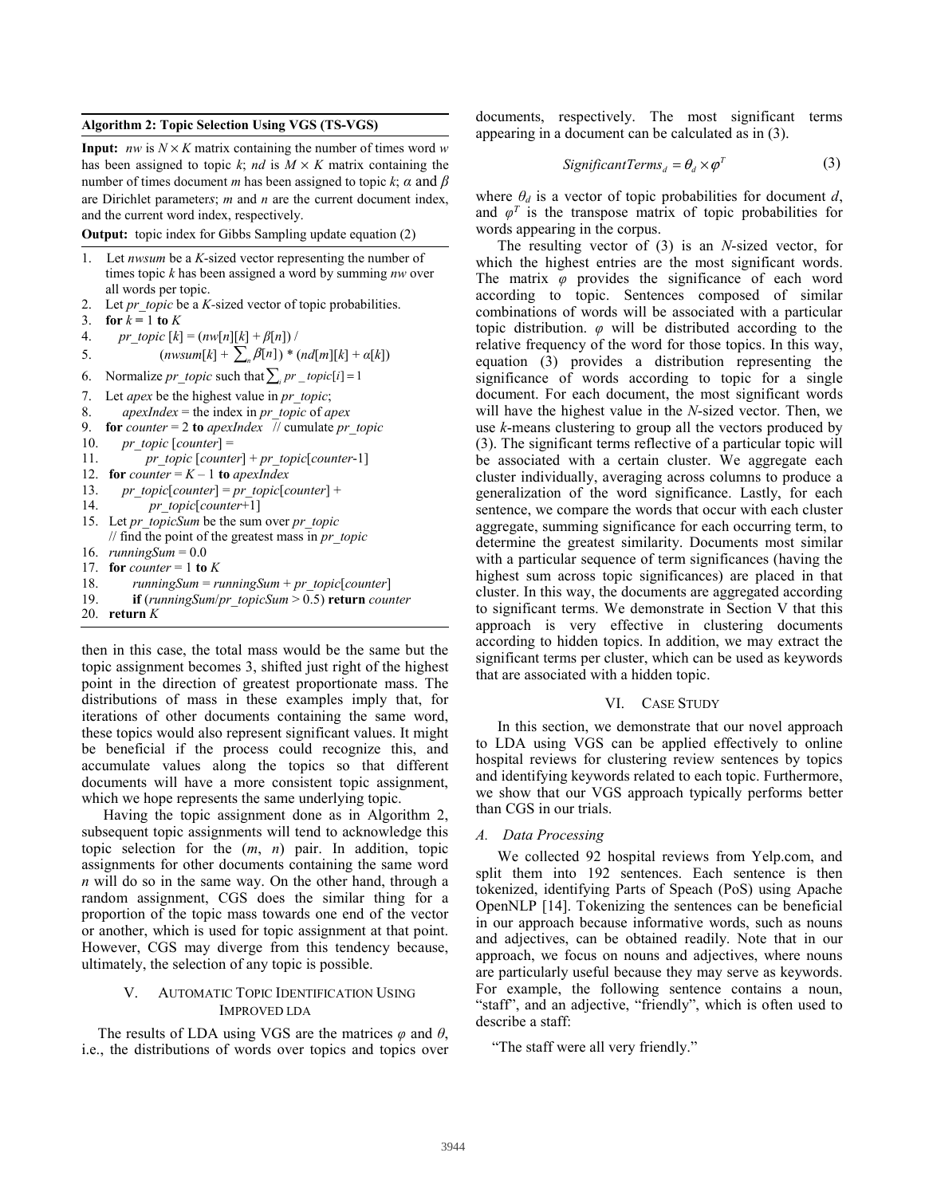**Algorithm 2: Topic Selection Using VGS (TS-VGS)**

**Input:** *nw* is $N \times K$ matrix containing the number of times word *w* has been assigned to topic *k*; *nd* is $M \times K$ matrix containing the number of times document *m* has been assigned to topic *k*; $\alpha$ and $\beta$ are Dirichlet parameters; *m* and *n* are the current document index, and the current word index, respectively.

**Output:** topic index for Gibbs Sampling update equation (2)

1. Let *nwsum* be a *K*-sized vector representing the number of times topic *k* has been assigned a word by summing *nw* over all words per topic.
2. Let *pr_topic* be a *K*-sized vector of topic probabilities.
3. **for** $k = 1$ **to** $K$
4. *pr_topic* [*k*] = (*nw*[*n*][*k*] + $\beta$[*n*]) /
5. (*nwsum*[*k*] + $\sum_n \beta[n]$) * (*nd*[*m*][*k*] + $\alpha$[*k*])
6. Normalize *pr_topic* such that $\sum_i pr\_topic[i] = 1$
7. Let *apex* be the highest value in *pr_topic*;
8. *apexIndex* = the index in *pr_topic* of *apex*
9. **for** *counter* = 2 **to** *apexIndex* // cumulate *pr_topic*
10. *pr_topic* [*counter*] =
11. *pr_topic* [*counter*] + *pr_topic*[*counter*-1]
12. **for** *counter* = $K - 1$ **to** *apexIndex*
13. *pr_topic*[*counter*] = *pr_topic*[*counter*] +
14. *pr_topic*[*counter*+1]
15. Let *pr_topicSum* be the sum over *pr_topic* // find the point of the greatest mass in *pr_topic*
16. *runningSum* = 0.0
17. **for** *counter* = 1 **to** *K*
18. *runningSum* = *runningSum* + *pr_topic*[*counter*]
19. **if** (*runningSum*/*pr_topicSum* > 0.5) **return** *counter*
20. **return** *K*

then in this case, the total mass would be the same but the topic assignment becomes 3, shifted just right of the highest point in the direction of greatest proportionate mass. The distributions of mass in these examples imply that, for iterations of other documents containing the same word, these topics would also represent significant values. It might be beneficial if the process could recognize this, and accumulate values along the topics so that different documents will have a more consistent topic assignment, which we hope represents the same underlying topic.

Having the topic assignment done as in Algorithm 2, subsequent topic assignments will tend to acknowledge this topic selection for the (*m*, *n*) pair. In addition, topic assignments for other documents containing the same word *n* will do so in the same way. On the other hand, through a random assignment, CGS does the similar thing for a proportion of the topic mass towards one end of the vector or another, which is used for topic assignment at that point. However, CGS may diverge from this tendency because, ultimately, the selection of any topic is possible.

## V. Automatic Topic Identification Using Improved LDA

The results of LDA using VGS are the matrices $\varphi$ and $\theta$, i.e., the distributions of words over topics and topics over documents, respectively. The most significant terms appearing in a document can be calculated as in (3).

$$SignificantTerms_d = \theta_d \times \varphi^T \tag{3}$$

where $\theta_d$ is a vector of topic probabilities for document *d*, and $\varphi^T$ is the transpose matrix of topic probabilities for words appearing in the corpus.

The resulting vector of (3) is an *N*-sized vector, for which the highest entries are the most significant words. The matrix $\varphi$ provides the significance of each word according to topic. Sentences composed of similar combinations of words will be associated with a particular topic distribution. $\varphi$ will be distributed according to the relative frequency of the word for those topics. In this way, equation (3) provides a distribution representing the significance of words according to topic for a single document. For each document, the most significant words will have the highest value in the *N*-sized vector. Then, we use *k*-means clustering to group all the vectors produced by (3). The significant terms reflective of a particular topic will be associated with a certain cluster. We aggregate each cluster individually, averaging across columns to produce a generalization of the word significance. Lastly, for each sentence, we compare the words that occur with each cluster aggregate, summing significance for each occurring term, to determine the greatest similarity. Documents most similar with a particular sequence of term significances (having the highest sum across topic significances) are placed in that cluster. In this way, the documents are aggregated according to significant terms. We demonstrate in Section V that this approach is very effective in clustering documents according to hidden topics. In addition, we may extract the significant terms per cluster, which can be used as keywords that are associated with a hidden topic.

## VI. Case Study

In this section, we demonstrate that our novel approach to LDA using VGS can be applied effectively to online hospital reviews for clustering review sentences by topics and identifying keywords related to each topic. Furthermore, we show that our VGS approach typically performs better than CGS in our trials.

### A. Data Processing

We collected 92 hospital reviews from Yelp.com, and split them into 192 sentences. Each sentence is then tokenized, identifying Parts of Speach (PoS) using Apache OpenNLP [14]. Tokenizing the sentences can be beneficial in our approach because informative words, such as nouns and adjectives, can be obtained readily. Note that in our approach, we focus on nouns and adjectives, where nouns are particularly useful because they may serve as keywords. For example, the following sentence contains a noun, "staff", and an adjective, "friendly", which is often used to describe a staff:

"The staff were all very friendly."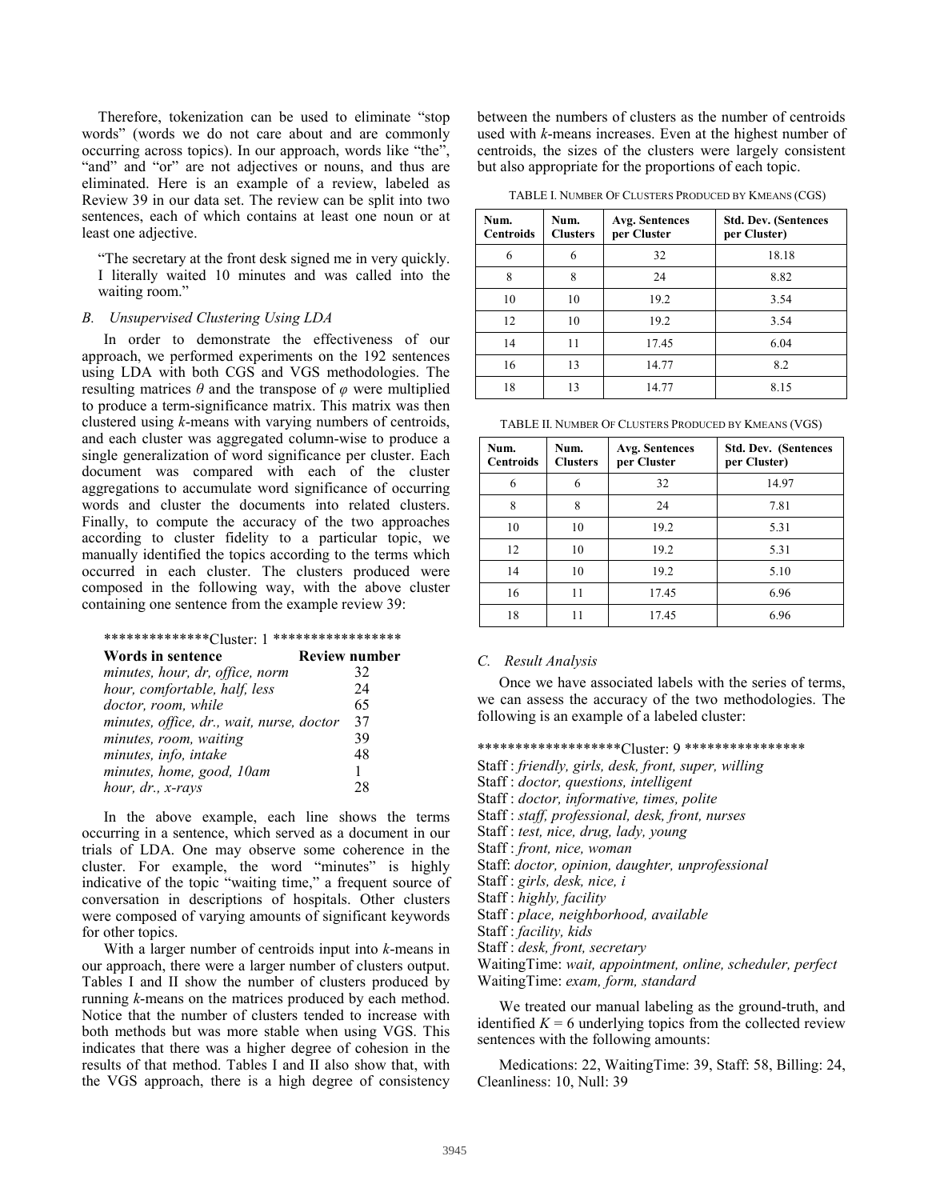Therefore, tokenization can be used to eliminate "stop words" (words we do not care about and are commonly occurring across topics). In our approach, words like "the", "and" and "or" are not adjectives or nouns, and thus are eliminated. Here is an example of a review, labeled as Review 39 in our data set. The review can be split into two sentences, each of which contains at least one noun or at least one adjective.

> "The secretary at the front desk signed me in very quickly. I literally waited 10 minutes and was called into the waiting room."

### *B. Unsupervised Clustering Using LDA*

In order to demonstrate the effectiveness of our approach, we performed experiments on the 192 sentences using LDA with both CGS and VGS methodologies. The resulting matrices $\theta$ and the transpose of $\varphi$ were multiplied to produce a term-significance matrix. This matrix was then clustered using *k*-means with varying numbers of centroids, and each cluster was aggregated column-wise to produce a single generalization of word significance per cluster. Each document was compared with each of the cluster aggregations to accumulate word significance of occurring words and cluster the documents into related clusters. Finally, to compute the accuracy of the two approaches according to cluster fidelity to a particular topic, we manually identified the topics according to the terms which occurred in each cluster. The clusters produced were composed in the following way, with the above cluster containing one sentence from the example review 39:

**************Cluster: 1 *****************

| Words in sentence | Review number |
|---|---|
| *minutes, hour, dr, office, norm* | 32 |
| *hour, comfortable, half, less* | 24 |
| *doctor, room, while* | 65 |
| *minutes, office, dr., wait, nurse, doctor* | 37 |
| *minutes, room, waiting* | 39 |
| *minutes, info, intake* | 48 |
| *minutes, home, good, 10am* | 1 |
| *hour, dr., x-rays* | 28 |

In the above example, each line shows the terms occurring in a sentence, which served as a document in our trials of LDA. One may observe some coherence in the cluster. For example, the word "minutes" is highly indicative of the topic "waiting time," a frequent source of conversation in descriptions of hospitals. Other clusters were composed of varying amounts of significant keywords for other topics.

With a larger number of centroids input into *k*-means in our approach, there were a larger number of clusters output. Tables I and II show the number of clusters produced by running *k*-means on the matrices produced by each method. Notice that the number of clusters tended to increase with both methods but was more stable when using VGS. This indicates that there was a higher degree of cohesion in the results of that method. Tables I and II also show that, with the VGS approach, there is a high degree of consistency between the numbers of clusters as the number of centroids used with *k*-means increases. Even at the highest number of centroids, the sizes of the clusters were largely consistent but also appropriate for the proportions of each topic.

TABLE I. NUMBER OF CLUSTERS PRODUCED BY KMEANS (CGS)

| Num. Centroids | Num. Clusters | Avg. Sentences per Cluster | Std. Dev. (Sentences per Cluster) |
|---|---|---|---|
| 6 | 6 | 32 | 18.18 |
| 8 | 8 | 24 | 8.82 |
| 10 | 10 | 19.2 | 3.54 |
| 12 | 10 | 19.2 | 3.54 |
| 14 | 11 | 17.45 | 6.04 |
| 16 | 13 | 14.77 | 8.2 |
| 18 | 13 | 14.77 | 8.15 |

TABLE II. NUMBER OF CLUSTERS PRODUCED BY KMEANS (VGS)

| Num. Centroids | Num. Clusters | Avg. Sentences per Cluster | Std. Dev. (Sentences per Cluster) |
|---|---|---|---|
| 6 | 6 | 32 | 14.97 |
| 8 | 8 | 24 | 7.81 |
| 10 | 10 | 19.2 | 5.31 |
| 12 | 10 | 19.2 | 5.31 |
| 14 | 10 | 19.2 | 5.10 |
| 16 | 11 | 17.45 | 6.96 |
| 18 | 11 | 17.45 | 6.96 |

### *C. Result Analysis*

Once we have associated labels with the series of terms, we can assess the accuracy of the two methodologies. The following is an example of a labeled cluster:

*******************Cluster: 9 ****************

Staff : *friendly, girls, desk, front, super, willing*
Staff : *doctor, questions, intelligent*
Staff : *doctor, informative, times, polite*
Staff : *staff, professional, desk, front, nurses*
Staff : *test, nice, drug, lady, young*
Staff : *front, nice, woman*
Staff: *doctor, opinion, daughter, unprofessional*
Staff : *girls, desk, nice, i*
Staff : *highly, facility*
Staff : *place, neighborhood, available*
Staff : *facility, kids*
Staff : *desk, front, secretary*
WaitingTime: *wait, appointment, online, scheduler, perfect*
WaitingTime: *exam, form, standard*

We treated our manual labeling as the ground-truth, and identified $K = 6$ underlying topics from the collected review sentences with the following amounts:

Medications: 22, WaitingTime: 39, Staff: 58, Billing: 24, Cleanliness: 10, Null: 39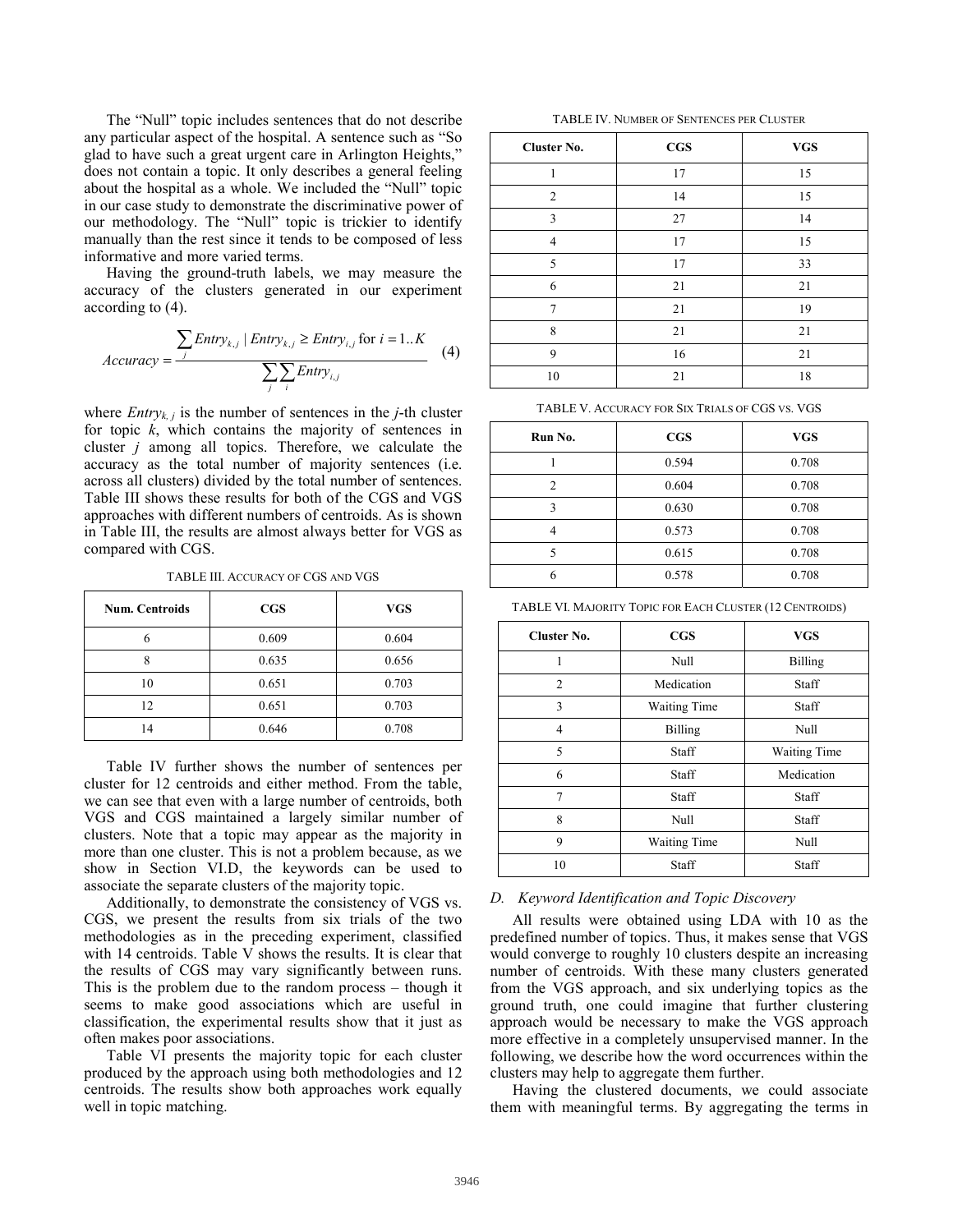The "Null" topic includes sentences that do not describe any particular aspect of the hospital. A sentence such as "So glad to have such a great urgent care in Arlington Heights," does not contain a topic. It only describes a general feeling about the hospital as a whole. We included the "Null" topic in our case study to demonstrate the discriminative power of our methodology. The "Null" topic is trickier to identify manually than the rest since it tends to be composed of less informative and more varied terms.

Having the ground-truth labels, we may measure the accuracy of the clusters generated in our experiment according to (4).

$$Accuracy = \frac{\sum_{j} Entry_{k,j} \mid Entry_{k,j} \geq Entry_{i,j} \text{ for } i = 1..K}{\sum_{j}\sum_{i} Entry_{i,j}} \quad (4)$$

where $Entry_{k,j}$ is the number of sentences in the $j$-th cluster for topic $k$, which contains the majority of sentences in cluster $j$ among all topics. Therefore, we calculate the accuracy as the total number of majority sentences (i.e. across all clusters) divided by the total number of sentences. Table III shows these results for both of the CGS and VGS approaches with different numbers of centroids. As is shown in Table III, the results are almost always better for VGS as compared with CGS.

TABLE III. ACCURACY OF CGS AND VGS

| Num. Centroids | CGS | VGS |
|---|---|---|
| 6 | 0.609 | 0.604 |
| 8 | 0.635 | 0.656 |
| 10 | 0.651 | 0.703 |
| 12 | 0.651 | 0.703 |
| 14 | 0.646 | 0.708 |

Table IV further shows the number of sentences per cluster for 12 centroids and either method. From the table, we can see that even with a large number of centroids, both VGS and CGS maintained a largely similar number of clusters. Note that a topic may appear as the majority in more than one cluster. This is not a problem because, as we show in Section VI.D, the keywords can be used to associate the separate clusters of the majority topic.

Additionally, to demonstrate the consistency of VGS vs. CGS, we present the results from six trials of the two methodologies as in the preceding experiment, classified with 14 centroids. Table V shows the results. It is clear that the results of CGS may vary significantly between runs. This is the problem due to the random process – though it seems to make good associations which are useful in classification, the experimental results show that it just as often makes poor associations.

Table VI presents the majority topic for each cluster produced by the approach using both methodologies and 12 centroids. The results show both approaches work equally well in topic matching.

TABLE IV. NUMBER OF SENTENCES PER CLUSTER

| Cluster No. | CGS | VGS |
|---|---|---|
| 1 | 17 | 15 |
| 2 | 14 | 15 |
| 3 | 27 | 14 |
| 4 | 17 | 15 |
| 5 | 17 | 33 |
| 6 | 21 | 21 |
| 7 | 21 | 19 |
| 8 | 21 | 21 |
| 9 | 16 | 21 |
| 10 | 21 | 18 |

TABLE V. ACCURACY FOR SIX TRIALS OF CGS VS. VGS

| Run No. | CGS | VGS |
|---|---|---|
| 1 | 0.594 | 0.708 |
| 2 | 0.604 | 0.708 |
| 3 | 0.630 | 0.708 |
| 4 | 0.573 | 0.708 |
| 5 | 0.615 | 0.708 |
| 6 | 0.578 | 0.708 |

TABLE VI. MAJORITY TOPIC FOR EACH CLUSTER (12 CENTROIDS)

| Cluster No. | CGS | VGS |
|---|---|---|
| 1 | Null | Billing |
| 2 | Medication | Staff |
| 3 | Waiting Time | Staff |
| 4 | Billing | Null |
| 5 | Staff | Waiting Time |
| 6 | Staff | Medication |
| 7 | Staff | Staff |
| 8 | Null | Staff |
| 9 | Waiting Time | Null |
| 10 | Staff | Staff |

### D. Keyword Identification and Topic Discovery

All results were obtained using LDA with 10 as the predefined number of topics. Thus, it makes sense that VGS would converge to roughly 10 clusters despite an increasing number of centroids. With these many clusters generated from the VGS approach, and six underlying topics as the ground truth, one could imagine that further clustering approach would be necessary to make the VGS approach more effective in a completely unsupervised manner. In the following, we describe how the word occurrences within the clusters may help to aggregate them further.

Having the clustered documents, we could associate them with meaningful terms. By aggregating the terms in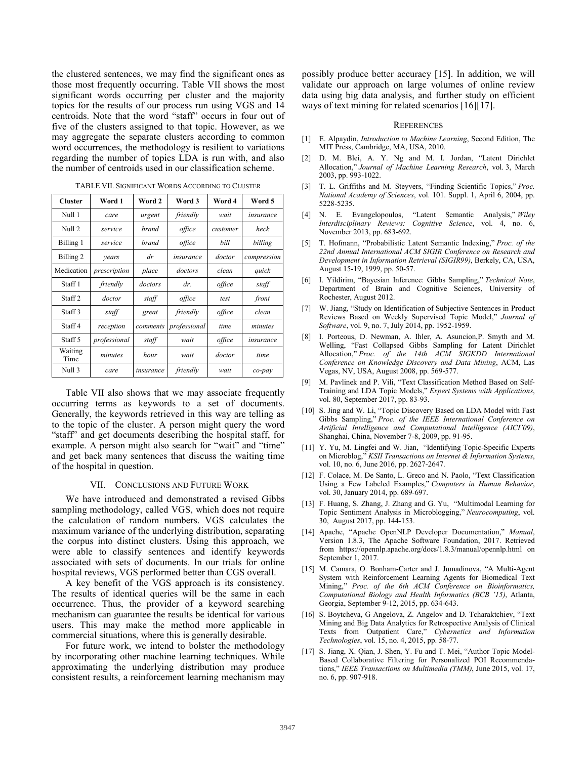the clustered sentences, we may find the significant ones as those most frequently occurring. Table VII shows the most significant words occurring per cluster and the majority topics for the results of our process run using VGS and 14 centroids. Note that the word "staff" occurs in four out of five of the clusters assigned to that topic. However, as we may aggregate the separate clusters according to common word occurrences, the methodology is resilient to variations regarding the number of topics LDA is run with, and also the number of centroids used in our classification scheme.

TABLE VII. SIGNIFICANT WORDS ACCORDING TO CLUSTER

| Cluster | Word 1 | Word 2 | Word 3 | Word 4 | Word 5 |
|---|---|---|---|---|---|
| Null 1 | *care* | *urgent* | *friendly* | *wait* | *insurance* |
| Null 2 | *service* | *brand* | *office* | *customer* | *heck* |
| Billing 1 | *service* | *brand* | *office* | *bill* | *billing* |
| Billing 2 | *years* | *dr* | *insurance* | *doctor* | *compression* |
| Medication | *prescription* | *place* | *doctors* | *clean* | *quick* |
| Staff 1 | *friendly* | *doctors* | *dr.* | *office* | *staff* |
| Staff 2 | *doctor* | *staff* | *office* | *test* | *front* |
| Staff 3 | *staff* | *great* | *friendly* | *office* | *clean* |
| Staff 4 | *reception* | *comments* | *professional* | *time* | *minutes* |
| Staff 5 | *professional* | *staff* | *wait* | *office* | *insurance* |
| Waiting Time | *minutes* | *hour* | *wait* | *doctor* | *time* |
| Null 3 | *care* | *insurance* | *friendly* | *wait* | *co-pay* |

Table VII also shows that we may associate frequently occurring terms as keywords to a set of documents. Generally, the keywords retrieved in this way are telling as to the topic of the cluster. A person might query the word "staff" and get documents describing the hospital staff, for example. A person might also search for "wait" and "time" and get back many sentences that discuss the waiting time of the hospital in question.

## VII. CONCLUSIONS AND FUTURE WORK

We have introduced and demonstrated a revised Gibbs sampling methodology, called VGS, which does not require the calculation of random numbers. VGS calculates the maximum variance of the underlying distribution, separating the corpus into distinct clusters. Using this approach, we were able to classify sentences and identify keywords associated with sets of documents. In our trials for online hospital reviews, VGS performed better than CGS overall.

A key benefit of the VGS approach is its consistency. The results of identical queries will be the same in each occurrence. Thus, the provider of a keyword searching mechanism can guarantee the results be identical for various users. This may make the method more applicable in commercial situations, where this is generally desirable.

For future work, we intend to bolster the methodology by incorporating other machine learning techniques. While approximating the underlying distribution may produce consistent results, a reinforcement learning mechanism may possibly produce better accuracy [15]. In addition, we will validate our approach on large volumes of online review data using big data analysis, and further study on efficient ways of text mining for related scenarios [16][17].

## REFERENCES

[1] E. Alpaydin, *Introduction to Machine Learning*, Second Edition, The MIT Press, Cambridge, MA, USA, 2010.

[2] D. M. Blei, A. Y. Ng and M. I. Jordan, "Latent Dirichlet Allocation," *Journal of Machine Learning Research*, vol. 3, March 2003, pp. 993-1022.

[3] T. L. Griffiths and M. Steyvers, "Finding Scientific Topics," *Proc. National Academy of Sciences*, vol. 101. Suppl. 1, April 6, 2004, pp. 5228-5235.

[4] N. E. Evangelopoulos, "Latent Semantic Analysis," *Wiley Interdisciplinary Reviews: Cognitive Science*, vol. 4, no. 6, November 2013, pp. 683-692.

[5] T. Hofmann, "Probabilistic Latent Semantic Indexing," *Proc. of the 22nd Annual International ACM SIGIR Conference on Research and Development in Information Retrieval (SIGIR99)*, Berkely, CA, USA, August 15-19, 1999, pp. 50-57.

[6] I. Yildirim, "Bayesian Inference: Gibbs Sampling," *Technical Note*, Department of Brain and Cognitive Sciences, University of Rochester, August 2012.

[7] W. Jiang, "Study on Identification of Subjective Sentences in Product Reviews Based on Weekly Supervised Topic Model," *Journal of Software*, vol. 9, no. 7, July 2014, pp. 1952-1959.

[8] I. Porteous, D. Newman, A. Ihler, A. Asuncion,P. Smyth and M. Welling, "Fast Collapsed Gibbs Sampling for Latent Dirichlet Allocation," *Proc. of the 14th ACM SIGKDD International Conference on Knowledge Discovery and Data Mining*, ACM, Las Vegas, NV, USA, August 2008, pp. 569-577.

[9] M. Pavlinek and P. Vili, "Text Classification Method Based on Self-Training and LDA Topic Models," *Expert Systems with Applications*, vol. 80, September 2017, pp. 83-93.

[10] S. Jing and W. Li, "Topic Discovery Based on LDA Model with Fast Gibbs Sampling," *Proc. of the IEEE International Conference on Artificial Intelligence and Computational Intelligence (AICI'09)*, Shanghai, China, November 7-8, 2009, pp. 91-95.

[11] Y. Yu, M. Lingfei and W. Jian, "Identifying Topic-Specific Experts on Microblog," *KSII Transactions on Internet & Information Systems*, vol. 10, no. 6, June 2016, pp. 2627-2647.

[12] F. Colace, M. De Santo, L. Greco and N. Paolo, "Text Classification Using a Few Labeled Examples," *Computers in Human Behavior*, vol. 30, January 2014, pp. 689-697.

[13] F. Huang, S. Zhang, J. Zhang and G. Yu, "Multimodal Learning for Topic Sentiment Analysis in Microblogging," *Neurocomputing*, vol. 30, August 2017, pp. 144-153.

[14] Apache, "Apache OpenNLP Developer Documentation," *Manual*, Version 1.8.3, The Apache Software Foundation, 2017. Retrieved from https://opennlp.apache.org/docs/1.8.3/manual/opennlp.html on September 1, 2017.

[15] M. Camara, O. Bonham-Carter and J. Jumadinova, "A Multi-Agent System with Reinforcement Learning Agents for Biomedical Text Mining," *Proc. of the 6th ACM Conference on Bioinformatics, Computational Biology and Health Informatics (BCB '15)*, Atlanta, Georgia, September 9-12, 2015, pp. 634-643.

[16] S. Boytcheva, G Angelova, Z. Angelov and D. Tcharaktchiev, "Text Mining and Big Data Analytics for Retrospective Analysis of Clinical Texts from Outpatient Care," *Cybernetics and Information Technologies*, vol. 15, no. 4, 2015, pp. 58-77.

[17] S. Jiang, X. Qian, J. Shen, Y. Fu and T. Mei, "Author Topic Model-Based Collaborative Filtering for Personalized POI Recommendations," *IEEE Transactions on Multimedia (TMM)*, June 2015, vol. 17, no. 6, pp. 907-918.